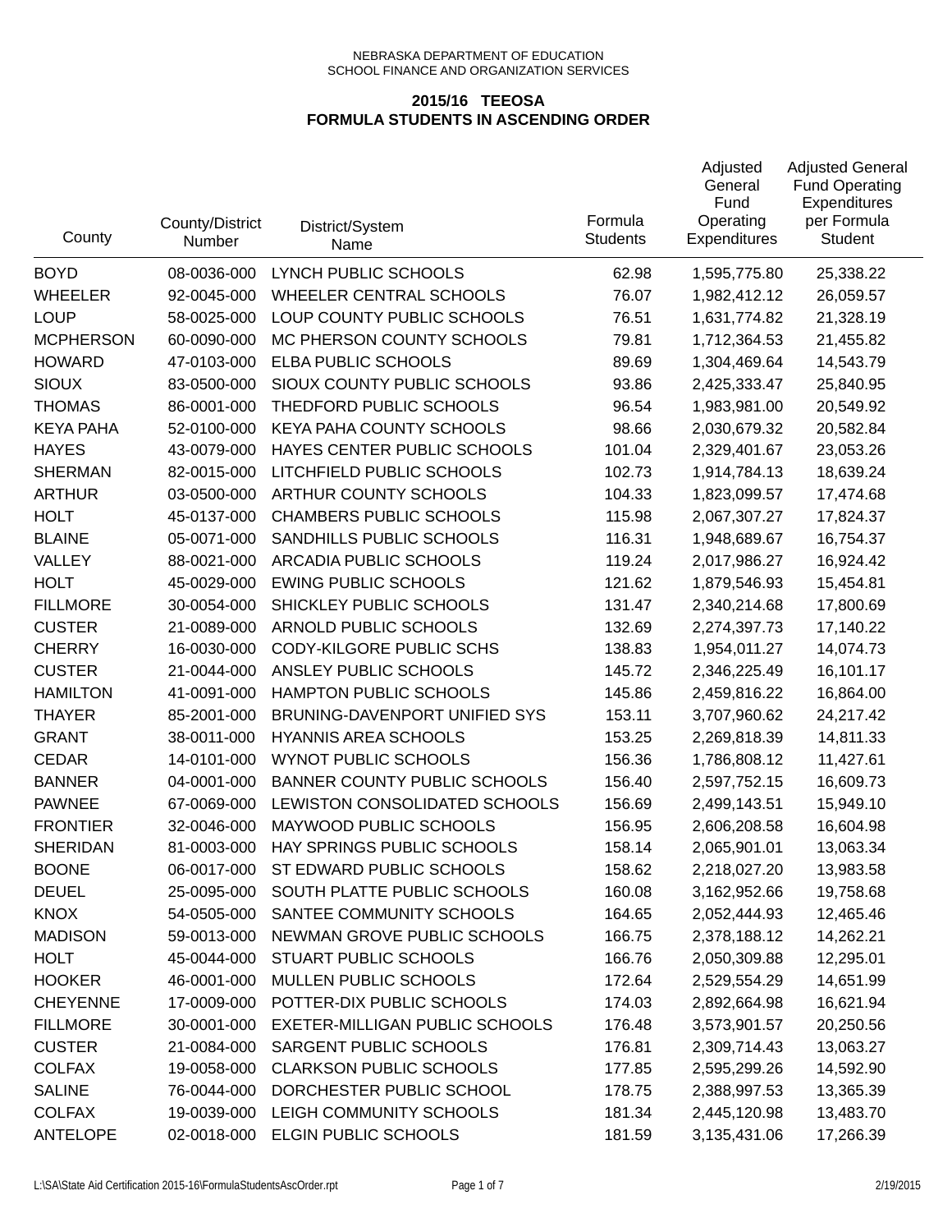NEBRASKA DEPARTMENT OF EDUCATION
SCHOOL FINANCE AND ORGANIZATION SERVICES

## 2015/16 TEEOSA
## FORMULA STUDENTS IN ASCENDING ORDER

| County | County/District Number | District/System Name | Formula Students | Adjusted General Fund Operating Expenditures | Adjusted General Fund Operating Expenditures per Formula Student |
|---|---|---|---|---|---|
| BOYD | 08-0036-000 | LYNCH PUBLIC SCHOOLS | 62.98 | 1,595,775.80 | 25,338.22 |
| WHEELER | 92-0045-000 | WHEELER CENTRAL SCHOOLS | 76.07 | 1,982,412.12 | 26,059.57 |
| LOUP | 58-0025-000 | LOUP COUNTY PUBLIC SCHOOLS | 76.51 | 1,631,774.82 | 21,328.19 |
| MCPHERSON | 60-0090-000 | MC PHERSON COUNTY SCHOOLS | 79.81 | 1,712,364.53 | 21,455.82 |
| HOWARD | 47-0103-000 | ELBA PUBLIC SCHOOLS | 89.69 | 1,304,469.64 | 14,543.79 |
| SIOUX | 83-0500-000 | SIOUX COUNTY PUBLIC SCHOOLS | 93.86 | 2,425,333.47 | 25,840.95 |
| THOMAS | 86-0001-000 | THEDFORD PUBLIC SCHOOLS | 96.54 | 1,983,981.00 | 20,549.92 |
| KEYA PAHA | 52-0100-000 | KEYA PAHA COUNTY SCHOOLS | 98.66 | 2,030,679.32 | 20,582.84 |
| HAYES | 43-0079-000 | HAYES CENTER PUBLIC SCHOOLS | 101.04 | 2,329,401.67 | 23,053.26 |
| SHERMAN | 82-0015-000 | LITCHFIELD PUBLIC SCHOOLS | 102.73 | 1,914,784.13 | 18,639.24 |
| ARTHUR | 03-0500-000 | ARTHUR COUNTY SCHOOLS | 104.33 | 1,823,099.57 | 17,474.68 |
| HOLT | 45-0137-000 | CHAMBERS PUBLIC SCHOOLS | 115.98 | 2,067,307.27 | 17,824.37 |
| BLAINE | 05-0071-000 | SANDHILLS PUBLIC SCHOOLS | 116.31 | 1,948,689.67 | 16,754.37 |
| VALLEY | 88-0021-000 | ARCADIA PUBLIC SCHOOLS | 119.24 | 2,017,986.27 | 16,924.42 |
| HOLT | 45-0029-000 | EWING PUBLIC SCHOOLS | 121.62 | 1,879,546.93 | 15,454.81 |
| FILLMORE | 30-0054-000 | SHICKLEY PUBLIC SCHOOLS | 131.47 | 2,340,214.68 | 17,800.69 |
| CUSTER | 21-0089-000 | ARNOLD PUBLIC SCHOOLS | 132.69 | 2,274,397.73 | 17,140.22 |
| CHERRY | 16-0030-000 | CODY-KILGORE PUBLIC SCHS | 138.83 | 1,954,011.27 | 14,074.73 |
| CUSTER | 21-0044-000 | ANSLEY PUBLIC SCHOOLS | 145.72 | 2,346,225.49 | 16,101.17 |
| HAMILTON | 41-0091-000 | HAMPTON PUBLIC SCHOOLS | 145.86 | 2,459,816.22 | 16,864.00 |
| THAYER | 85-2001-000 | BRUNING-DAVENPORT UNIFIED SYS | 153.11 | 3,707,960.62 | 24,217.42 |
| GRANT | 38-0011-000 | HYANNIS AREA SCHOOLS | 153.25 | 2,269,818.39 | 14,811.33 |
| CEDAR | 14-0101-000 | WYNOT PUBLIC SCHOOLS | 156.36 | 1,786,808.12 | 11,427.61 |
| BANNER | 04-0001-000 | BANNER COUNTY PUBLIC SCHOOLS | 156.40 | 2,597,752.15 | 16,609.73 |
| PAWNEE | 67-0069-000 | LEWISTON CONSOLIDATED SCHOOLS | 156.69 | 2,499,143.51 | 15,949.10 |
| FRONTIER | 32-0046-000 | MAYWOOD PUBLIC SCHOOLS | 156.95 | 2,606,208.58 | 16,604.98 |
| SHERIDAN | 81-0003-000 | HAY SPRINGS PUBLIC SCHOOLS | 158.14 | 2,065,901.01 | 13,063.34 |
| BOONE | 06-0017-000 | ST EDWARD PUBLIC SCHOOLS | 158.62 | 2,218,027.20 | 13,983.58 |
| DEUEL | 25-0095-000 | SOUTH PLATTE PUBLIC SCHOOLS | 160.08 | 3,162,952.66 | 19,758.68 |
| KNOX | 54-0505-000 | SANTEE COMMUNITY SCHOOLS | 164.65 | 2,052,444.93 | 12,465.46 |
| MADISON | 59-0013-000 | NEWMAN GROVE PUBLIC SCHOOLS | 166.75 | 2,378,188.12 | 14,262.21 |
| HOLT | 45-0044-000 | STUART PUBLIC SCHOOLS | 166.76 | 2,050,309.88 | 12,295.01 |
| HOOKER | 46-0001-000 | MULLEN PUBLIC SCHOOLS | 172.64 | 2,529,554.29 | 14,651.99 |
| CHEYENNE | 17-0009-000 | POTTER-DIX PUBLIC SCHOOLS | 174.03 | 2,892,664.98 | 16,621.94 |
| FILLMORE | 30-0001-000 | EXETER-MILLIGAN PUBLIC SCHOOLS | 176.48 | 3,573,901.57 | 20,250.56 |
| CUSTER | 21-0084-000 | SARGENT PUBLIC SCHOOLS | 176.81 | 2,309,714.43 | 13,063.27 |
| COLFAX | 19-0058-000 | CLARKSON PUBLIC SCHOOLS | 177.85 | 2,595,299.26 | 14,592.90 |
| SALINE | 76-0044-000 | DORCHESTER PUBLIC SCHOOL | 178.75 | 2,388,997.53 | 13,365.39 |
| COLFAX | 19-0039-000 | LEIGH COMMUNITY SCHOOLS | 181.34 | 2,445,120.98 | 13,483.70 |
| ANTELOPE | 02-0018-000 | ELGIN PUBLIC SCHOOLS | 181.59 | 3,135,431.06 | 17,266.39 |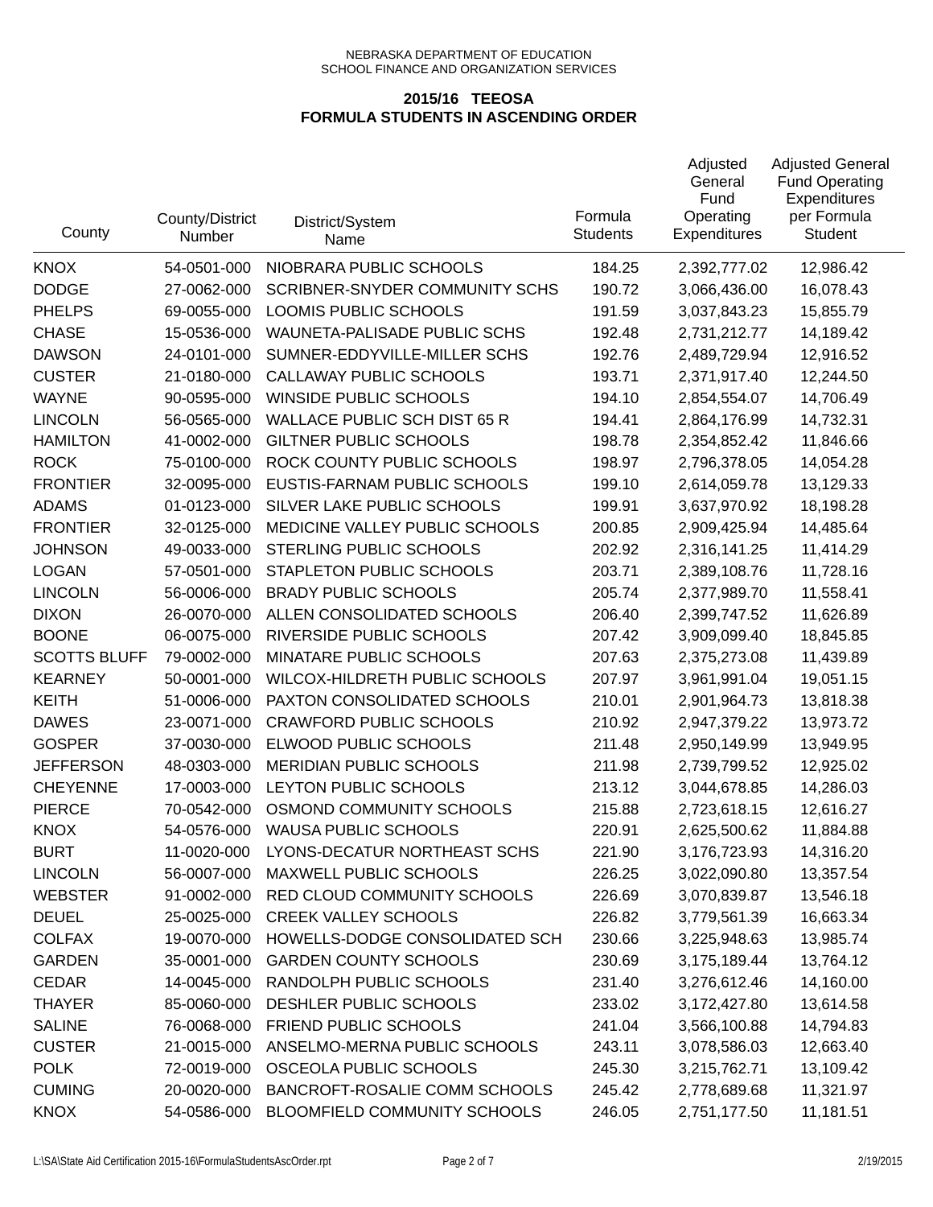NEBRASKA DEPARTMENT OF EDUCATION
SCHOOL FINANCE AND ORGANIZATION SERVICES

## 2015/16 TEEOSA
## FORMULA STUDENTS IN ASCENDING ORDER

| County | County/District Number | District/System Name | Formula Students | Adjusted General Fund Operating Expenditures | Adjusted General Fund Operating Expenditures per Formula Student |
|---|---|---|---|---|---|
| KNOX | 54-0501-000 | NIOBRARA PUBLIC SCHOOLS | 184.25 | 2,392,777.02 | 12,986.42 |
| DODGE | 27-0062-000 | SCRIBNER-SNYDER COMMUNITY SCHS | 190.72 | 3,066,436.00 | 16,078.43 |
| PHELPS | 69-0055-000 | LOOMIS PUBLIC SCHOOLS | 191.59 | 3,037,843.23 | 15,855.79 |
| CHASE | 15-0536-000 | WAUNETA-PALISADE PUBLIC SCHS | 192.48 | 2,731,212.77 | 14,189.42 |
| DAWSON | 24-0101-000 | SUMNER-EDDYVILLE-MILLER SCHS | 192.76 | 2,489,729.94 | 12,916.52 |
| CUSTER | 21-0180-000 | CALLAWAY PUBLIC SCHOOLS | 193.71 | 2,371,917.40 | 12,244.50 |
| WAYNE | 90-0595-000 | WINSIDE PUBLIC SCHOOLS | 194.10 | 2,854,554.07 | 14,706.49 |
| LINCOLN | 56-0565-000 | WALLACE PUBLIC SCH DIST 65 R | 194.41 | 2,864,176.99 | 14,732.31 |
| HAMILTON | 41-0002-000 | GILTNER PUBLIC SCHOOLS | 198.78 | 2,354,852.42 | 11,846.66 |
| ROCK | 75-0100-000 | ROCK COUNTY PUBLIC SCHOOLS | 198.97 | 2,796,378.05 | 14,054.28 |
| FRONTIER | 32-0095-000 | EUSTIS-FARNAM PUBLIC SCHOOLS | 199.10 | 2,614,059.78 | 13,129.33 |
| ADAMS | 01-0123-000 | SILVER LAKE PUBLIC SCHOOLS | 199.91 | 3,637,970.92 | 18,198.28 |
| FRONTIER | 32-0125-000 | MEDICINE VALLEY PUBLIC SCHOOLS | 200.85 | 2,909,425.94 | 14,485.64 |
| JOHNSON | 49-0033-000 | STERLING PUBLIC SCHOOLS | 202.92 | 2,316,141.25 | 11,414.29 |
| LOGAN | 57-0501-000 | STAPLETON PUBLIC SCHOOLS | 203.71 | 2,389,108.76 | 11,728.16 |
| LINCOLN | 56-0006-000 | BRADY PUBLIC SCHOOLS | 205.74 | 2,377,989.70 | 11,558.41 |
| DIXON | 26-0070-000 | ALLEN CONSOLIDATED SCHOOLS | 206.40 | 2,399,747.52 | 11,626.89 |
| BOONE | 06-0075-000 | RIVERSIDE PUBLIC SCHOOLS | 207.42 | 3,909,099.40 | 18,845.85 |
| SCOTTS BLUFF | 79-0002-000 | MINATARE PUBLIC SCHOOLS | 207.63 | 2,375,273.08 | 11,439.89 |
| KEARNEY | 50-0001-000 | WILCOX-HILDRETH PUBLIC SCHOOLS | 207.97 | 3,961,991.04 | 19,051.15 |
| KEITH | 51-0006-000 | PAXTON CONSOLIDATED SCHOOLS | 210.01 | 2,901,964.73 | 13,818.38 |
| DAWES | 23-0071-000 | CRAWFORD PUBLIC SCHOOLS | 210.92 | 2,947,379.22 | 13,973.72 |
| GOSPER | 37-0030-000 | ELWOOD PUBLIC SCHOOLS | 211.48 | 2,950,149.99 | 13,949.95 |
| JEFFERSON | 48-0303-000 | MERIDIAN PUBLIC SCHOOLS | 211.98 | 2,739,799.52 | 12,925.02 |
| CHEYENNE | 17-0003-000 | LEYTON PUBLIC SCHOOLS | 213.12 | 3,044,678.85 | 14,286.03 |
| PIERCE | 70-0542-000 | OSMOND COMMUNITY SCHOOLS | 215.88 | 2,723,618.15 | 12,616.27 |
| KNOX | 54-0576-000 | WAUSA PUBLIC SCHOOLS | 220.91 | 2,625,500.62 | 11,884.88 |
| BURT | 11-0020-000 | LYONS-DECATUR NORTHEAST SCHS | 221.90 | 3,176,723.93 | 14,316.20 |
| LINCOLN | 56-0007-000 | MAXWELL PUBLIC SCHOOLS | 226.25 | 3,022,090.80 | 13,357.54 |
| WEBSTER | 91-0002-000 | RED CLOUD COMMUNITY SCHOOLS | 226.69 | 3,070,839.87 | 13,546.18 |
| DEUEL | 25-0025-000 | CREEK VALLEY SCHOOLS | 226.82 | 3,779,561.39 | 16,663.34 |
| COLFAX | 19-0070-000 | HOWELLS-DODGE CONSOLIDATED SCH | 230.66 | 3,225,948.63 | 13,985.74 |
| GARDEN | 35-0001-000 | GARDEN COUNTY SCHOOLS | 230.69 | 3,175,189.44 | 13,764.12 |
| CEDAR | 14-0045-000 | RANDOLPH PUBLIC SCHOOLS | 231.40 | 3,276,612.46 | 14,160.00 |
| THAYER | 85-0060-000 | DESHLER PUBLIC SCHOOLS | 233.02 | 3,172,427.80 | 13,614.58 |
| SALINE | 76-0068-000 | FRIEND PUBLIC SCHOOLS | 241.04 | 3,566,100.88 | 14,794.83 |
| CUSTER | 21-0015-000 | ANSELMO-MERNA PUBLIC SCHOOLS | 243.11 | 3,078,586.03 | 12,663.40 |
| POLK | 72-0019-000 | OSCEOLA PUBLIC SCHOOLS | 245.30 | 3,215,762.71 | 13,109.42 |
| CUMING | 20-0020-000 | BANCROFT-ROSALIE COMM SCHOOLS | 245.42 | 2,778,689.68 | 11,321.97 |
| KNOX | 54-0586-000 | BLOOMFIELD COMMUNITY SCHOOLS | 246.05 | 2,751,177.50 | 11,181.51 |

L:\SA\State Aid Certification 2015-16\FormulaStudentsAscOrder.rpt 2/19/2015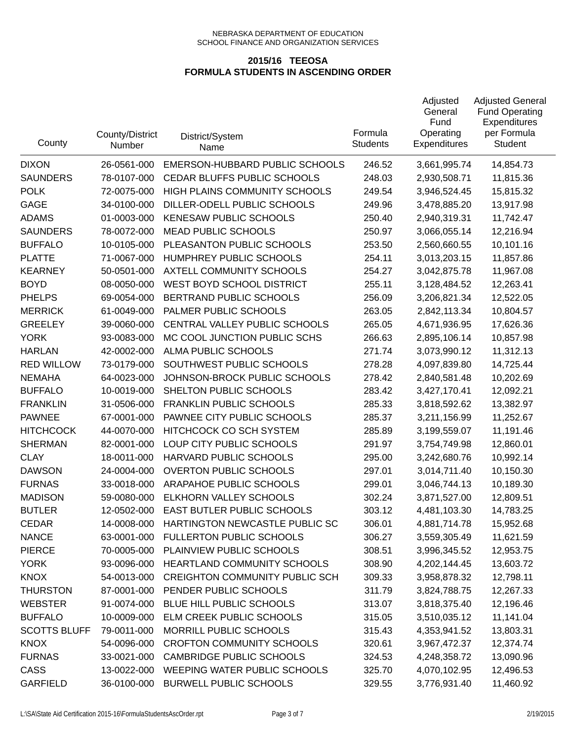NEBRASKA DEPARTMENT OF EDUCATION
SCHOOL FINANCE AND ORGANIZATION SERVICES

**2015/16 TEEOSA**
**FORMULA STUDENTS IN ASCENDING ORDER**

| County | County/District Number | District/System Name | Formula Students | Adjusted General Fund Operating Expenditures | Adjusted General Fund Operating Expenditures per Formula Student |
|---|---|---|---|---|---|
| DIXON | 26-0561-000 | EMERSON-HUBBARD PUBLIC SCHOOLS | 246.52 | 3,661,995.74 | 14,854.73 |
| SAUNDERS | 78-0107-000 | CEDAR BLUFFS PUBLIC SCHOOLS | 248.03 | 2,930,508.71 | 11,815.36 |
| POLK | 72-0075-000 | HIGH PLAINS COMMUNITY SCHOOLS | 249.54 | 3,946,524.45 | 15,815.32 |
| GAGE | 34-0100-000 | DILLER-ODELL PUBLIC SCHOOLS | 249.96 | 3,478,885.20 | 13,917.98 |
| ADAMS | 01-0003-000 | KENESAW PUBLIC SCHOOLS | 250.40 | 2,940,319.31 | 11,742.47 |
| SAUNDERS | 78-0072-000 | MEAD PUBLIC SCHOOLS | 250.97 | 3,066,055.14 | 12,216.94 |
| BUFFALO | 10-0105-000 | PLEASANTON PUBLIC SCHOOLS | 253.50 | 2,560,660.55 | 10,101.16 |
| PLATTE | 71-0067-000 | HUMPHREY PUBLIC SCHOOLS | 254.11 | 3,013,203.15 | 11,857.86 |
| KEARNEY | 50-0501-000 | AXTELL COMMUNITY SCHOOLS | 254.27 | 3,042,875.78 | 11,967.08 |
| BOYD | 08-0050-000 | WEST BOYD SCHOOL DISTRICT | 255.11 | 3,128,484.52 | 12,263.41 |
| PHELPS | 69-0054-000 | BERTRAND PUBLIC SCHOOLS | 256.09 | 3,206,821.34 | 12,522.05 |
| MERRICK | 61-0049-000 | PALMER PUBLIC SCHOOLS | 263.05 | 2,842,113.34 | 10,804.57 |
| GREELEY | 39-0060-000 | CENTRAL VALLEY PUBLIC SCHOOLS | 265.05 | 4,671,936.95 | 17,626.36 |
| YORK | 93-0083-000 | MC COOL JUNCTION PUBLIC SCHS | 266.63 | 2,895,106.14 | 10,857.98 |
| HARLAN | 42-0002-000 | ALMA PUBLIC SCHOOLS | 271.74 | 3,073,990.12 | 11,312.13 |
| RED WILLOW | 73-0179-000 | SOUTHWEST PUBLIC SCHOOLS | 278.28 | 4,097,839.80 | 14,725.44 |
| NEMAHA | 64-0023-000 | JOHNSON-BROCK PUBLIC SCHOOLS | 278.42 | 2,840,581.48 | 10,202.69 |
| BUFFALO | 10-0019-000 | SHELTON PUBLIC SCHOOLS | 283.42 | 3,427,170.41 | 12,092.21 |
| FRANKLIN | 31-0506-000 | FRANKLIN PUBLIC SCHOOLS | 285.33 | 3,818,592.62 | 13,382.97 |
| PAWNEE | 67-0001-000 | PAWNEE CITY PUBLIC SCHOOLS | 285.37 | 3,211,156.99 | 11,252.67 |
| HITCHCOCK | 44-0070-000 | HITCHCOCK CO SCH SYSTEM | 285.89 | 3,199,559.07 | 11,191.46 |
| SHERMAN | 82-0001-000 | LOUP CITY PUBLIC SCHOOLS | 291.97 | 3,754,749.98 | 12,860.01 |
| CLAY | 18-0011-000 | HARVARD PUBLIC SCHOOLS | 295.00 | 3,242,680.76 | 10,992.14 |
| DAWSON | 24-0004-000 | OVERTON PUBLIC SCHOOLS | 297.01 | 3,014,711.40 | 10,150.30 |
| FURNAS | 33-0018-000 | ARAPAHOE PUBLIC SCHOOLS | 299.01 | 3,046,744.13 | 10,189.30 |
| MADISON | 59-0080-000 | ELKHORN VALLEY SCHOOLS | 302.24 | 3,871,527.00 | 12,809.51 |
| BUTLER | 12-0502-000 | EAST BUTLER PUBLIC SCHOOLS | 303.12 | 4,481,103.30 | 14,783.25 |
| CEDAR | 14-0008-000 | HARTINGTON NEWCASTLE PUBLIC SC | 306.01 | 4,881,714.78 | 15,952.68 |
| NANCE | 63-0001-000 | FULLERTON PUBLIC SCHOOLS | 306.27 | 3,559,305.49 | 11,621.59 |
| PIERCE | 70-0005-000 | PLAINVIEW PUBLIC SCHOOLS | 308.51 | 3,996,345.52 | 12,953.75 |
| YORK | 93-0096-000 | HEARTLAND COMMUNITY SCHOOLS | 308.90 | 4,202,144.45 | 13,603.72 |
| KNOX | 54-0013-000 | CREIGHTON COMMUNITY PUBLIC SCH | 309.33 | 3,958,878.32 | 12,798.11 |
| THURSTON | 87-0001-000 | PENDER PUBLIC SCHOOLS | 311.79 | 3,824,788.75 | 12,267.33 |
| WEBSTER | 91-0074-000 | BLUE HILL PUBLIC SCHOOLS | 313.07 | 3,818,375.40 | 12,196.46 |
| BUFFALO | 10-0009-000 | ELM CREEK PUBLIC SCHOOLS | 315.05 | 3,510,035.12 | 11,141.04 |
| SCOTTS BLUFF | 79-0011-000 | MORRILL PUBLIC SCHOOLS | 315.43 | 4,353,941.52 | 13,803.31 |
| KNOX | 54-0096-000 | CROFTON COMMUNITY SCHOOLS | 320.61 | 3,967,472.37 | 12,374.74 |
| FURNAS | 33-0021-000 | CAMBRIDGE PUBLIC SCHOOLS | 324.53 | 4,248,358.72 | 13,090.96 |
| CASS | 13-0022-000 | WEEPING WATER PUBLIC SCHOOLS | 325.70 | 4,070,102.95 | 12,496.53 |
| GARFIELD | 36-0100-000 | BURWELL PUBLIC SCHOOLS | 329.55 | 3,776,931.40 | 11,460.92 |

L:\SA\State Aid Certification 2015-16\FormulaStudentsAscOrder.rpt 2/19/2015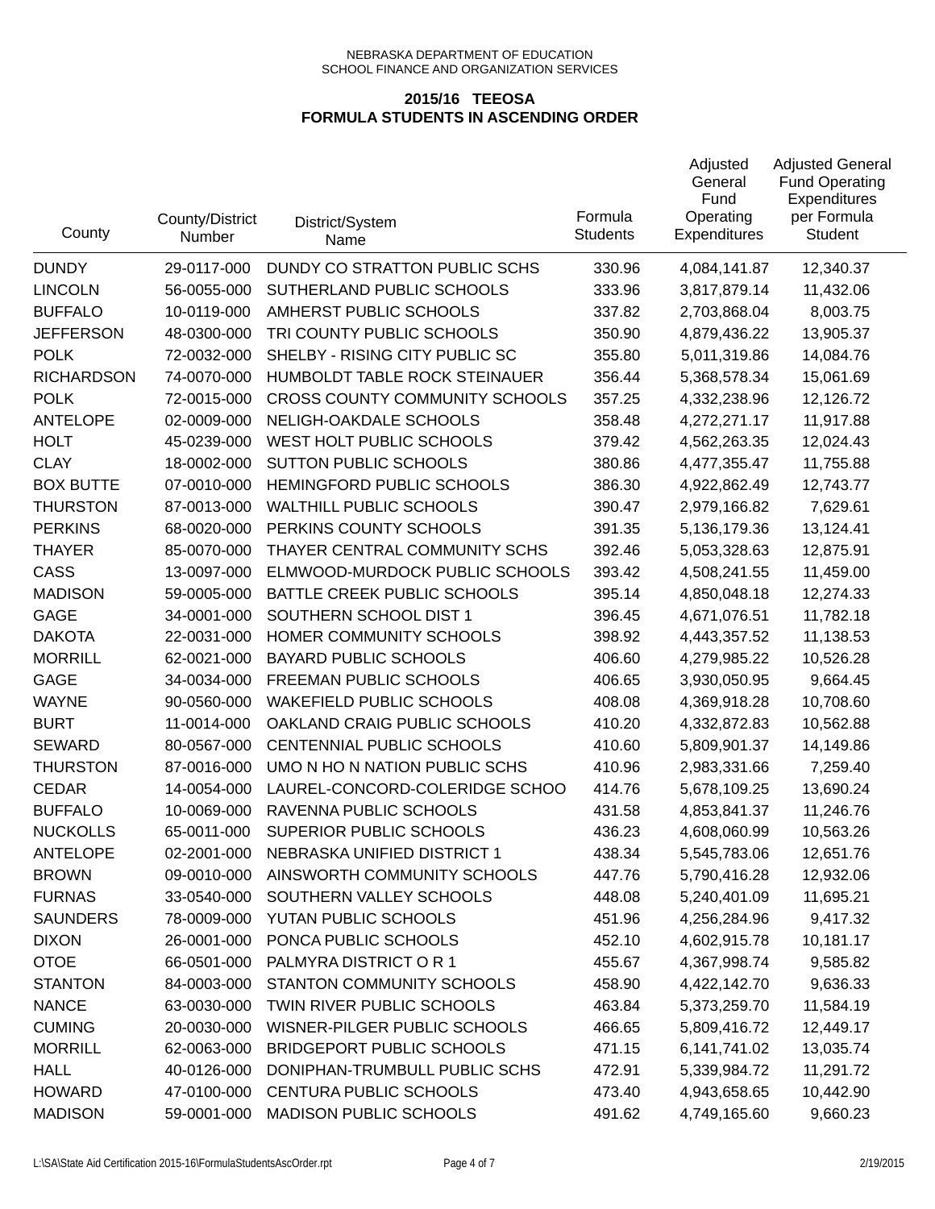NEBRASKA DEPARTMENT OF EDUCATION
SCHOOL FINANCE AND ORGANIZATION SERVICES

## 2015/16 TEEOSA
## FORMULA STUDENTS IN ASCENDING ORDER

| County | County/District Number | District/System Name | Formula Students | Adjusted General Fund Operating Expenditures | Adjusted General Fund Operating Expenditures per Formula Student |
|---|---|---|---|---|---|
| DUNDY | 29-0117-000 | DUNDY CO STRATTON PUBLIC SCHS | 330.96 | 4,084,141.87 | 12,340.37 |
| LINCOLN | 56-0055-000 | SUTHERLAND PUBLIC SCHOOLS | 333.96 | 3,817,879.14 | 11,432.06 |
| BUFFALO | 10-0119-000 | AMHERST PUBLIC SCHOOLS | 337.82 | 2,703,868.04 | 8,003.75 |
| JEFFERSON | 48-0300-000 | TRI COUNTY PUBLIC SCHOOLS | 350.90 | 4,879,436.22 | 13,905.37 |
| POLK | 72-0032-000 | SHELBY - RISING CITY PUBLIC SC | 355.80 | 5,011,319.86 | 14,084.76 |
| RICHARDSON | 74-0070-000 | HUMBOLDT TABLE ROCK STEINAUER | 356.44 | 5,368,578.34 | 15,061.69 |
| POLK | 72-0015-000 | CROSS COUNTY COMMUNITY SCHOOLS | 357.25 | 4,332,238.96 | 12,126.72 |
| ANTELOPE | 02-0009-000 | NELIGH-OAKDALE SCHOOLS | 358.48 | 4,272,271.17 | 11,917.88 |
| HOLT | 45-0239-000 | WEST HOLT PUBLIC SCHOOLS | 379.42 | 4,562,263.35 | 12,024.43 |
| CLAY | 18-0002-000 | SUTTON PUBLIC SCHOOLS | 380.86 | 4,477,355.47 | 11,755.88 |
| BOX BUTTE | 07-0010-000 | HEMINGFORD PUBLIC SCHOOLS | 386.30 | 4,922,862.49 | 12,743.77 |
| THURSTON | 87-0013-000 | WALTHILL PUBLIC SCHOOLS | 390.47 | 2,979,166.82 | 7,629.61 |
| PERKINS | 68-0020-000 | PERKINS COUNTY SCHOOLS | 391.35 | 5,136,179.36 | 13,124.41 |
| THAYER | 85-0070-000 | THAYER CENTRAL COMMUNITY SCHS | 392.46 | 5,053,328.63 | 12,875.91 |
| CASS | 13-0097-000 | ELMWOOD-MURDOCK PUBLIC SCHOOLS | 393.42 | 4,508,241.55 | 11,459.00 |
| MADISON | 59-0005-000 | BATTLE CREEK PUBLIC SCHOOLS | 395.14 | 4,850,048.18 | 12,274.33 |
| GAGE | 34-0001-000 | SOUTHERN SCHOOL DIST 1 | 396.45 | 4,671,076.51 | 11,782.18 |
| DAKOTA | 22-0031-000 | HOMER COMMUNITY SCHOOLS | 398.92 | 4,443,357.52 | 11,138.53 |
| MORRILL | 62-0021-000 | BAYARD PUBLIC SCHOOLS | 406.60 | 4,279,985.22 | 10,526.28 |
| GAGE | 34-0034-000 | FREEMAN PUBLIC SCHOOLS | 406.65 | 3,930,050.95 | 9,664.45 |
| WAYNE | 90-0560-000 | WAKEFIELD PUBLIC SCHOOLS | 408.08 | 4,369,918.28 | 10,708.60 |
| BURT | 11-0014-000 | OAKLAND CRAIG PUBLIC SCHOOLS | 410.20 | 4,332,872.83 | 10,562.88 |
| SEWARD | 80-0567-000 | CENTENNIAL PUBLIC SCHOOLS | 410.60 | 5,809,901.37 | 14,149.86 |
| THURSTON | 87-0016-000 | UMO N HO N NATION PUBLIC SCHS | 410.96 | 2,983,331.66 | 7,259.40 |
| CEDAR | 14-0054-000 | LAUREL-CONCORD-COLERIDGE SCHOO | 414.76 | 5,678,109.25 | 13,690.24 |
| BUFFALO | 10-0069-000 | RAVENNA PUBLIC SCHOOLS | 431.58 | 4,853,841.37 | 11,246.76 |
| NUCKOLLS | 65-0011-000 | SUPERIOR PUBLIC SCHOOLS | 436.23 | 4,608,060.99 | 10,563.26 |
| ANTELOPE | 02-2001-000 | NEBRASKA UNIFIED DISTRICT 1 | 438.34 | 5,545,783.06 | 12,651.76 |
| BROWN | 09-0010-000 | AINSWORTH COMMUNITY SCHOOLS | 447.76 | 5,790,416.28 | 12,932.06 |
| FURNAS | 33-0540-000 | SOUTHERN VALLEY SCHOOLS | 448.08 | 5,240,401.09 | 11,695.21 |
| SAUNDERS | 78-0009-000 | YUTAN PUBLIC SCHOOLS | 451.96 | 4,256,284.96 | 9,417.32 |
| DIXON | 26-0001-000 | PONCA PUBLIC SCHOOLS | 452.10 | 4,602,915.78 | 10,181.17 |
| OTOE | 66-0501-000 | PALMYRA DISTRICT O R 1 | 455.67 | 4,367,998.74 | 9,585.82 |
| STANTON | 84-0003-000 | STANTON COMMUNITY SCHOOLS | 458.90 | 4,422,142.70 | 9,636.33 |
| NANCE | 63-0030-000 | TWIN RIVER PUBLIC SCHOOLS | 463.84 | 5,373,259.70 | 11,584.19 |
| CUMING | 20-0030-000 | WISNER-PILGER PUBLIC SCHOOLS | 466.65 | 5,809,416.72 | 12,449.17 |
| MORRILL | 62-0063-000 | BRIDGEPORT PUBLIC SCHOOLS | 471.15 | 6,141,741.02 | 13,035.74 |
| HALL | 40-0126-000 | DONIPHAN-TRUMBULL PUBLIC SCHS | 472.91 | 5,339,984.72 | 11,291.72 |
| HOWARD | 47-0100-000 | CENTURA PUBLIC SCHOOLS | 473.40 | 4,943,658.65 | 10,442.90 |
| MADISON | 59-0001-000 | MADISON PUBLIC SCHOOLS | 491.62 | 4,749,165.60 | 9,660.23 |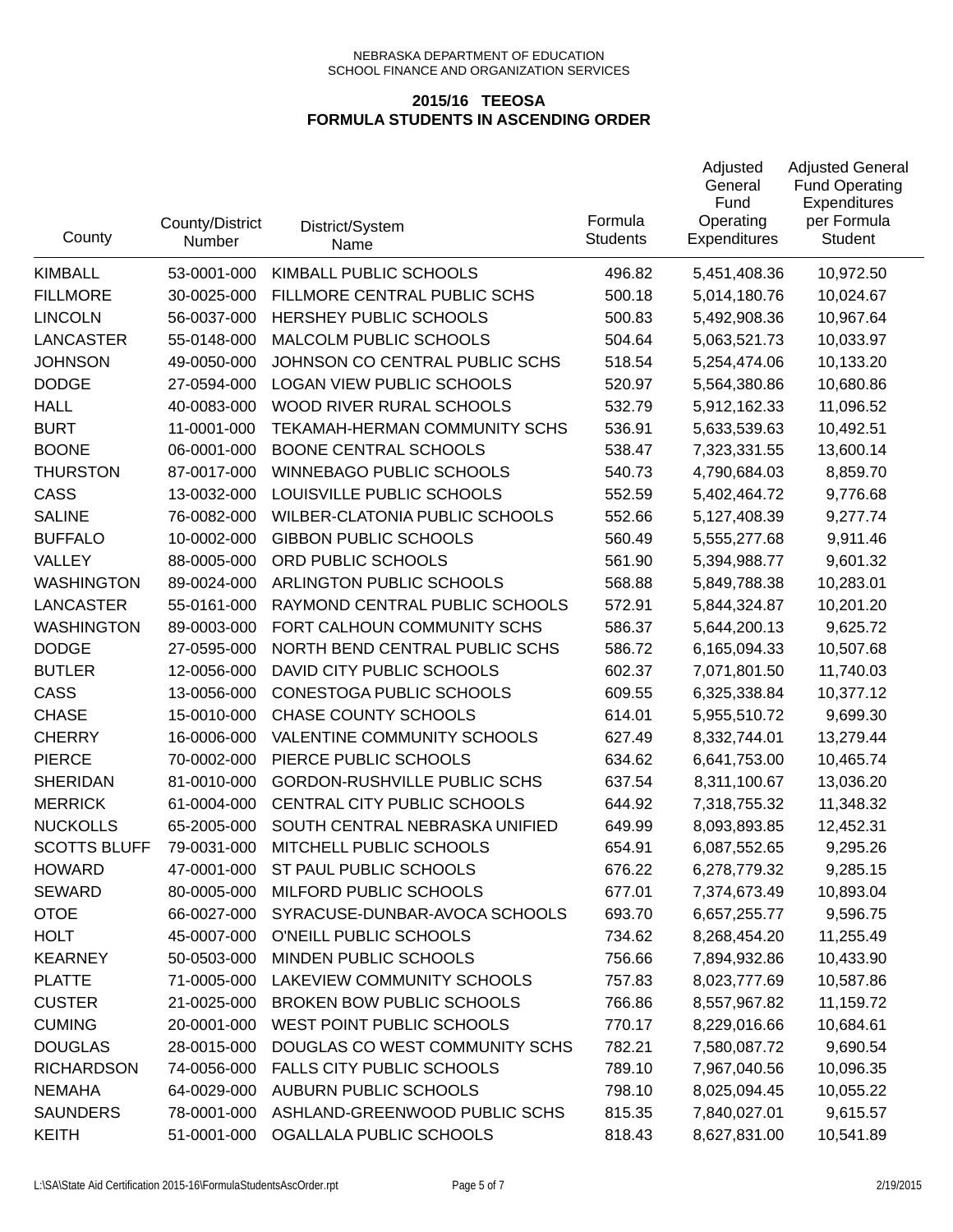NEBRASKA DEPARTMENT OF EDUCATION
SCHOOL FINANCE AND ORGANIZATION SERVICES

**2015/16 TEEOSA**
**FORMULA STUDENTS IN ASCENDING ORDER**

| County | County/District Number | District/System Name | Formula Students | Adjusted General Fund Operating Expenditures | Adjusted General Fund Operating Expenditures per Formula Student |
|---|---|---|---|---|---|
| KIMBALL | 53-0001-000 | KIMBALL PUBLIC SCHOOLS | 496.82 | 5,451,408.36 | 10,972.50 |
| FILLMORE | 30-0025-000 | FILLMORE CENTRAL PUBLIC SCHS | 500.18 | 5,014,180.76 | 10,024.67 |
| LINCOLN | 56-0037-000 | HERSHEY PUBLIC SCHOOLS | 500.83 | 5,492,908.36 | 10,967.64 |
| LANCASTER | 55-0148-000 | MALCOLM PUBLIC SCHOOLS | 504.64 | 5,063,521.73 | 10,033.97 |
| JOHNSON | 49-0050-000 | JOHNSON CO CENTRAL PUBLIC SCHS | 518.54 | 5,254,474.06 | 10,133.20 |
| DODGE | 27-0594-000 | LOGAN VIEW PUBLIC SCHOOLS | 520.97 | 5,564,380.86 | 10,680.86 |
| HALL | 40-0083-000 | WOOD RIVER RURAL SCHOOLS | 532.79 | 5,912,162.33 | 11,096.52 |
| BURT | 11-0001-000 | TEKAMAH-HERMAN COMMUNITY SCHS | 536.91 | 5,633,539.63 | 10,492.51 |
| BOONE | 06-0001-000 | BOONE CENTRAL SCHOOLS | 538.47 | 7,323,331.55 | 13,600.14 |
| THURSTON | 87-0017-000 | WINNEBAGO PUBLIC SCHOOLS | 540.73 | 4,790,684.03 | 8,859.70 |
| CASS | 13-0032-000 | LOUISVILLE PUBLIC SCHOOLS | 552.59 | 5,402,464.72 | 9,776.68 |
| SALINE | 76-0082-000 | WILBER-CLATONIA PUBLIC SCHOOLS | 552.66 | 5,127,408.39 | 9,277.74 |
| BUFFALO | 10-0002-000 | GIBBON PUBLIC SCHOOLS | 560.49 | 5,555,277.68 | 9,911.46 |
| VALLEY | 88-0005-000 | ORD PUBLIC SCHOOLS | 561.90 | 5,394,988.77 | 9,601.32 |
| WASHINGTON | 89-0024-000 | ARLINGTON PUBLIC SCHOOLS | 568.88 | 5,849,788.38 | 10,283.01 |
| LANCASTER | 55-0161-000 | RAYMOND CENTRAL PUBLIC SCHOOLS | 572.91 | 5,844,324.87 | 10,201.20 |
| WASHINGTON | 89-0003-000 | FORT CALHOUN COMMUNITY SCHS | 586.37 | 5,644,200.13 | 9,625.72 |
| DODGE | 27-0595-000 | NORTH BEND CENTRAL PUBLIC SCHS | 586.72 | 6,165,094.33 | 10,507.68 |
| BUTLER | 12-0056-000 | DAVID CITY PUBLIC SCHOOLS | 602.37 | 7,071,801.50 | 11,740.03 |
| CASS | 13-0056-000 | CONESTOGA PUBLIC SCHOOLS | 609.55 | 6,325,338.84 | 10,377.12 |
| CHASE | 15-0010-000 | CHASE COUNTY SCHOOLS | 614.01 | 5,955,510.72 | 9,699.30 |
| CHERRY | 16-0006-000 | VALENTINE COMMUNITY SCHOOLS | 627.49 | 8,332,744.01 | 13,279.44 |
| PIERCE | 70-0002-000 | PIERCE PUBLIC SCHOOLS | 634.62 | 6,641,753.00 | 10,465.74 |
| SHERIDAN | 81-0010-000 | GORDON-RUSHVILLE PUBLIC SCHS | 637.54 | 8,311,100.67 | 13,036.20 |
| MERRICK | 61-0004-000 | CENTRAL CITY PUBLIC SCHOOLS | 644.92 | 7,318,755.32 | 11,348.32 |
| NUCKOLLS | 65-2005-000 | SOUTH CENTRAL NEBRASKA UNIFIED | 649.99 | 8,093,893.85 | 12,452.31 |
| SCOTTS BLUFF | 79-0031-000 | MITCHELL PUBLIC SCHOOLS | 654.91 | 6,087,552.65 | 9,295.26 |
| HOWARD | 47-0001-000 | ST PAUL PUBLIC SCHOOLS | 676.22 | 6,278,779.32 | 9,285.15 |
| SEWARD | 80-0005-000 | MILFORD PUBLIC SCHOOLS | 677.01 | 7,374,673.49 | 10,893.04 |
| OTOE | 66-0027-000 | SYRACUSE-DUNBAR-AVOCA SCHOOLS | 693.70 | 6,657,255.77 | 9,596.75 |
| HOLT | 45-0007-000 | O'NEILL PUBLIC SCHOOLS | 734.62 | 8,268,454.20 | 11,255.49 |
| KEARNEY | 50-0503-000 | MINDEN PUBLIC SCHOOLS | 756.66 | 7,894,932.86 | 10,433.90 |
| PLATTE | 71-0005-000 | LAKEVIEW COMMUNITY SCHOOLS | 757.83 | 8,023,777.69 | 10,587.86 |
| CUSTER | 21-0025-000 | BROKEN BOW PUBLIC SCHOOLS | 766.86 | 8,557,967.82 | 11,159.72 |
| CUMING | 20-0001-000 | WEST POINT PUBLIC SCHOOLS | 770.17 | 8,229,016.66 | 10,684.61 |
| DOUGLAS | 28-0015-000 | DOUGLAS CO WEST COMMUNITY SCHS | 782.21 | 7,580,087.72 | 9,690.54 |
| RICHARDSON | 74-0056-000 | FALLS CITY PUBLIC SCHOOLS | 789.10 | 7,967,040.56 | 10,096.35 |
| NEMAHA | 64-0029-000 | AUBURN PUBLIC SCHOOLS | 798.10 | 8,025,094.45 | 10,055.22 |
| SAUNDERS | 78-0001-000 | ASHLAND-GREENWOOD PUBLIC SCHS | 815.35 | 7,840,027.01 | 9,615.57 |
| KEITH | 51-0001-000 | OGALLALA PUBLIC SCHOOLS | 818.43 | 8,627,831.00 | 10,541.89 |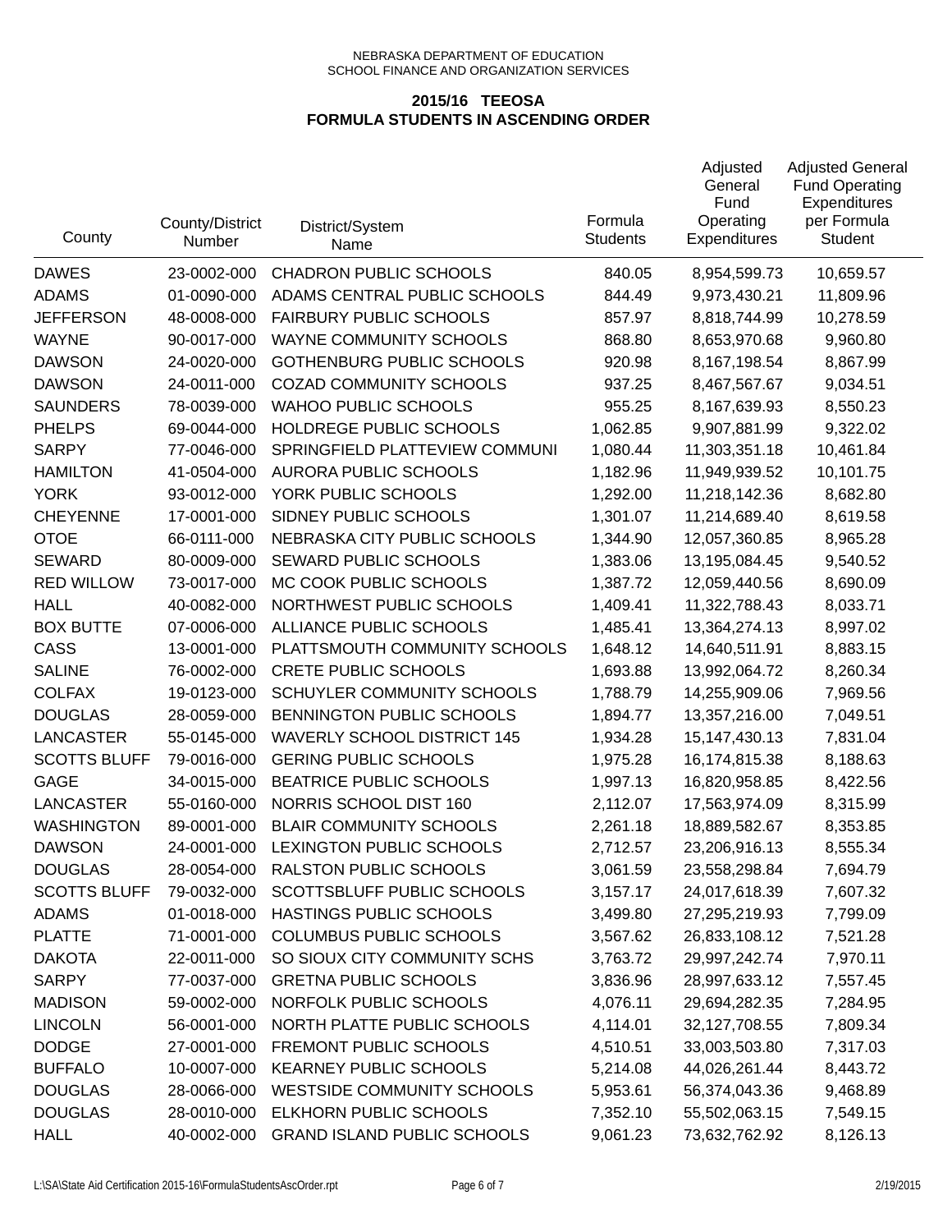NEBRASKA DEPARTMENT OF EDUCATION
SCHOOL FINANCE AND ORGANIZATION SERVICES

## 2015/16 TEEOSA
## FORMULA STUDENTS IN ASCENDING ORDER

| County | County/District Number | District/System Name | Formula Students | Adjusted General Fund Operating Expenditures | Adjusted General Fund Operating Expenditures per Formula Student |
|---|---|---|---|---|---|
| DAWES | 23-0002-000 | CHADRON PUBLIC SCHOOLS | 840.05 | 8,954,599.73 | 10,659.57 |
| ADAMS | 01-0090-000 | ADAMS CENTRAL PUBLIC SCHOOLS | 844.49 | 9,973,430.21 | 11,809.96 |
| JEFFERSON | 48-0008-000 | FAIRBURY PUBLIC SCHOOLS | 857.97 | 8,818,744.99 | 10,278.59 |
| WAYNE | 90-0017-000 | WAYNE COMMUNITY SCHOOLS | 868.80 | 8,653,970.68 | 9,960.80 |
| DAWSON | 24-0020-000 | GOTHENBURG PUBLIC SCHOOLS | 920.98 | 8,167,198.54 | 8,867.99 |
| DAWSON | 24-0011-000 | COZAD COMMUNITY SCHOOLS | 937.25 | 8,467,567.67 | 9,034.51 |
| SAUNDERS | 78-0039-000 | WAHOO PUBLIC SCHOOLS | 955.25 | 8,167,639.93 | 8,550.23 |
| PHELPS | 69-0044-000 | HOLDREGE PUBLIC SCHOOLS | 1,062.85 | 9,907,881.99 | 9,322.02 |
| SARPY | 77-0046-000 | SPRINGFIELD PLATTEVIEW COMMUNI | 1,080.44 | 11,303,351.18 | 10,461.84 |
| HAMILTON | 41-0504-000 | AURORA PUBLIC SCHOOLS | 1,182.96 | 11,949,939.52 | 10,101.75 |
| YORK | 93-0012-000 | YORK PUBLIC SCHOOLS | 1,292.00 | 11,218,142.36 | 8,682.80 |
| CHEYENNE | 17-0001-000 | SIDNEY PUBLIC SCHOOLS | 1,301.07 | 11,214,689.40 | 8,619.58 |
| OTOE | 66-0111-000 | NEBRASKA CITY PUBLIC SCHOOLS | 1,344.90 | 12,057,360.85 | 8,965.28 |
| SEWARD | 80-0009-000 | SEWARD PUBLIC SCHOOLS | 1,383.06 | 13,195,084.45 | 9,540.52 |
| RED WILLOW | 73-0017-000 | MC COOK PUBLIC SCHOOLS | 1,387.72 | 12,059,440.56 | 8,690.09 |
| HALL | 40-0082-000 | NORTHWEST PUBLIC SCHOOLS | 1,409.41 | 11,322,788.43 | 8,033.71 |
| BOX BUTTE | 07-0006-000 | ALLIANCE PUBLIC SCHOOLS | 1,485.41 | 13,364,274.13 | 8,997.02 |
| CASS | 13-0001-000 | PLATTSMOUTH COMMUNITY SCHOOLS | 1,648.12 | 14,640,511.91 | 8,883.15 |
| SALINE | 76-0002-000 | CRETE PUBLIC SCHOOLS | 1,693.88 | 13,992,064.72 | 8,260.34 |
| COLFAX | 19-0123-000 | SCHUYLER COMMUNITY SCHOOLS | 1,788.79 | 14,255,909.06 | 7,969.56 |
| DOUGLAS | 28-0059-000 | BENNINGTON PUBLIC SCHOOLS | 1,894.77 | 13,357,216.00 | 7,049.51 |
| LANCASTER | 55-0145-000 | WAVERLY SCHOOL DISTRICT 145 | 1,934.28 | 15,147,430.13 | 7,831.04 |
| SCOTTS BLUFF | 79-0016-000 | GERING PUBLIC SCHOOLS | 1,975.28 | 16,174,815.38 | 8,188.63 |
| GAGE | 34-0015-000 | BEATRICE PUBLIC SCHOOLS | 1,997.13 | 16,820,958.85 | 8,422.56 |
| LANCASTER | 55-0160-000 | NORRIS SCHOOL DIST 160 | 2,112.07 | 17,563,974.09 | 8,315.99 |
| WASHINGTON | 89-0001-000 | BLAIR COMMUNITY SCHOOLS | 2,261.18 | 18,889,582.67 | 8,353.85 |
| DAWSON | 24-0001-000 | LEXINGTON PUBLIC SCHOOLS | 2,712.57 | 23,206,916.13 | 8,555.34 |
| DOUGLAS | 28-0054-000 | RALSTON PUBLIC SCHOOLS | 3,061.59 | 23,558,298.84 | 7,694.79 |
| SCOTTS BLUFF | 79-0032-000 | SCOTTSBLUFF PUBLIC SCHOOLS | 3,157.17 | 24,017,618.39 | 7,607.32 |
| ADAMS | 01-0018-000 | HASTINGS PUBLIC SCHOOLS | 3,499.80 | 27,295,219.93 | 7,799.09 |
| PLATTE | 71-0001-000 | COLUMBUS PUBLIC SCHOOLS | 3,567.62 | 26,833,108.12 | 7,521.28 |
| DAKOTA | 22-0011-000 | SO SIOUX CITY COMMUNITY SCHS | 3,763.72 | 29,997,242.74 | 7,970.11 |
| SARPY | 77-0037-000 | GRETNA PUBLIC SCHOOLS | 3,836.96 | 28,997,633.12 | 7,557.45 |
| MADISON | 59-0002-000 | NORFOLK PUBLIC SCHOOLS | 4,076.11 | 29,694,282.35 | 7,284.95 |
| LINCOLN | 56-0001-000 | NORTH PLATTE PUBLIC SCHOOLS | 4,114.01 | 32,127,708.55 | 7,809.34 |
| DODGE | 27-0001-000 | FREMONT PUBLIC SCHOOLS | 4,510.51 | 33,003,503.80 | 7,317.03 |
| BUFFALO | 10-0007-000 | KEARNEY PUBLIC SCHOOLS | 5,214.08 | 44,026,261.44 | 8,443.72 |
| DOUGLAS | 28-0066-000 | WESTSIDE COMMUNITY SCHOOLS | 5,953.61 | 56,374,043.36 | 9,468.89 |
| DOUGLAS | 28-0010-000 | ELKHORN PUBLIC SCHOOLS | 7,352.10 | 55,502,063.15 | 7,549.15 |
| HALL | 40-0002-000 | GRAND ISLAND PUBLIC SCHOOLS | 9,061.23 | 73,632,762.92 | 8,126.13 |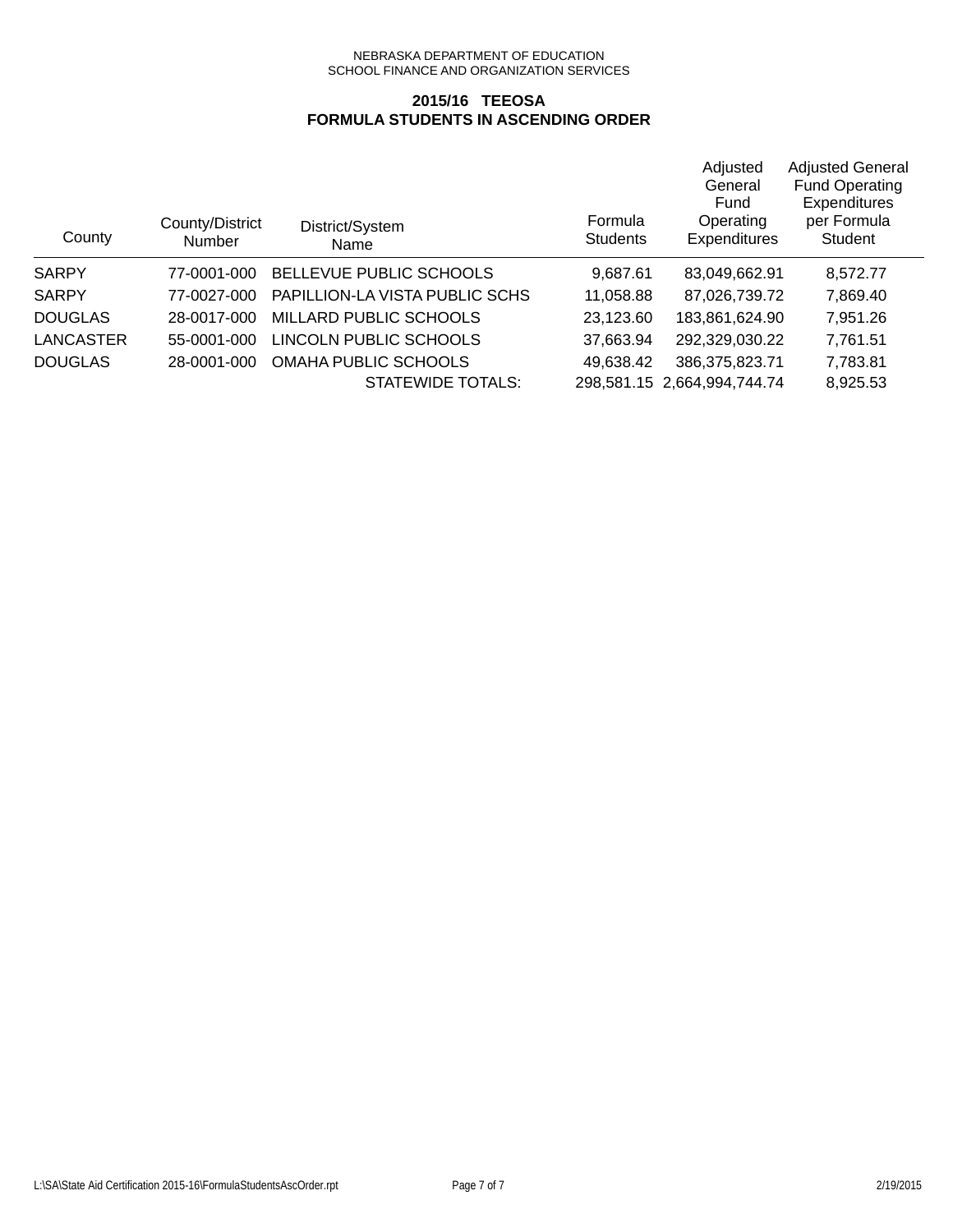NEBRASKA DEPARTMENT OF EDUCATION
SCHOOL FINANCE AND ORGANIZATION SERVICES

## 2015/16 TEEOSA
## FORMULA STUDENTS IN ASCENDING ORDER

| County | County/District Number | District/System Name | Formula Students | Adjusted General Fund Operating Expenditures | Adjusted General Fund Operating Expenditures per Formula Student |
|---|---|---|---|---|---|
| SARPY | 77-0001-000 | BELLEVUE PUBLIC SCHOOLS | 9,687.61 | 83,049,662.91 | 8,572.77 |
| SARPY | 77-0027-000 | PAPILLION-LA VISTA PUBLIC SCHS | 11,058.88 | 87,026,739.72 | 7,869.40 |
| DOUGLAS | 28-0017-000 | MILLARD PUBLIC SCHOOLS | 23,123.60 | 183,861,624.90 | 7,951.26 |
| LANCASTER | 55-0001-000 | LINCOLN PUBLIC SCHOOLS | 37,663.94 | 292,329,030.22 | 7,761.51 |
| DOUGLAS | 28-0001-000 | OMAHA PUBLIC SCHOOLS | 49,638.42 | 386,375,823.71 | 7,783.81 |
| | | STATEWIDE TOTALS: | 298,581.15 | 2,664,994,744.74 | 8,925.53 |

L:\SA\State Aid Certification 2015-16\FormulaStudentsAscOrder.rpt 2/19/2015